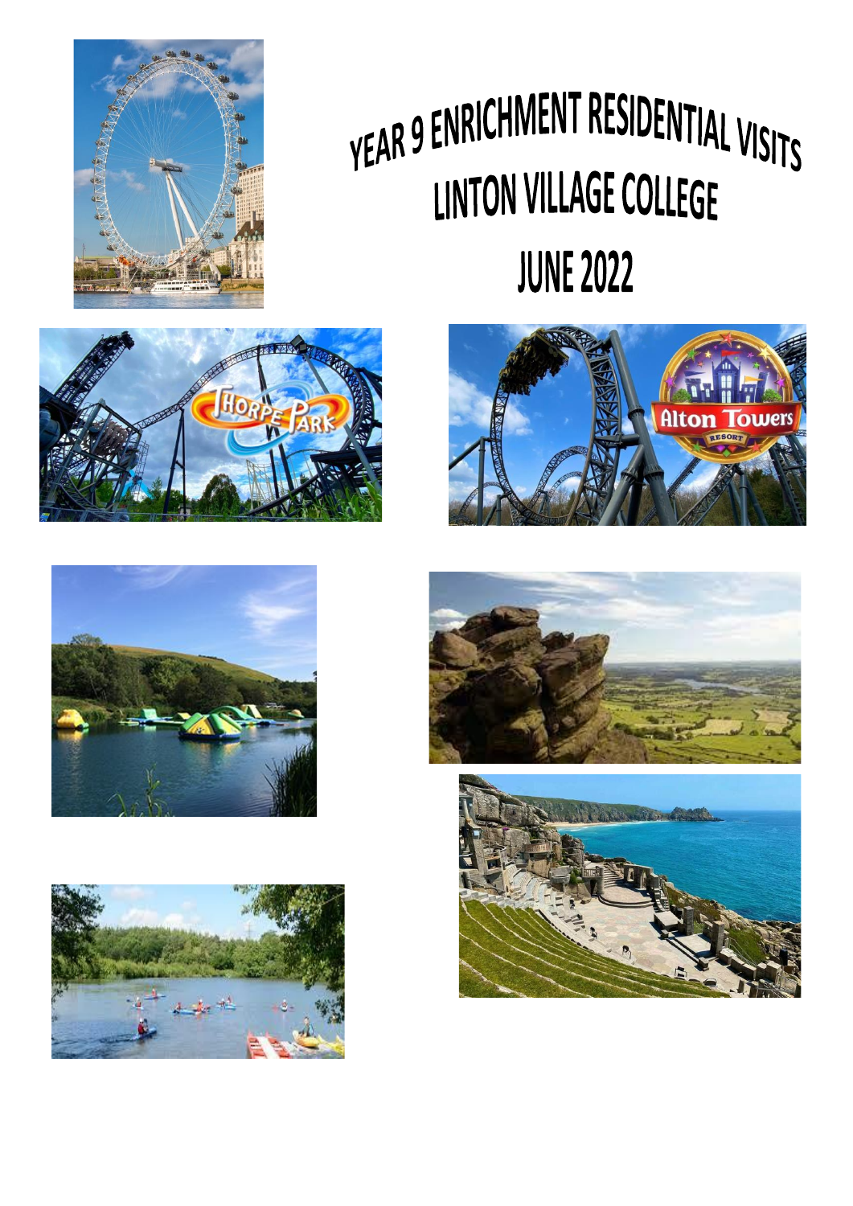# YEAR 9 ENRICHMENT RESIDENTIAL VISITS

# LINTON VILLAGE COLLEGE

# JUNE 2022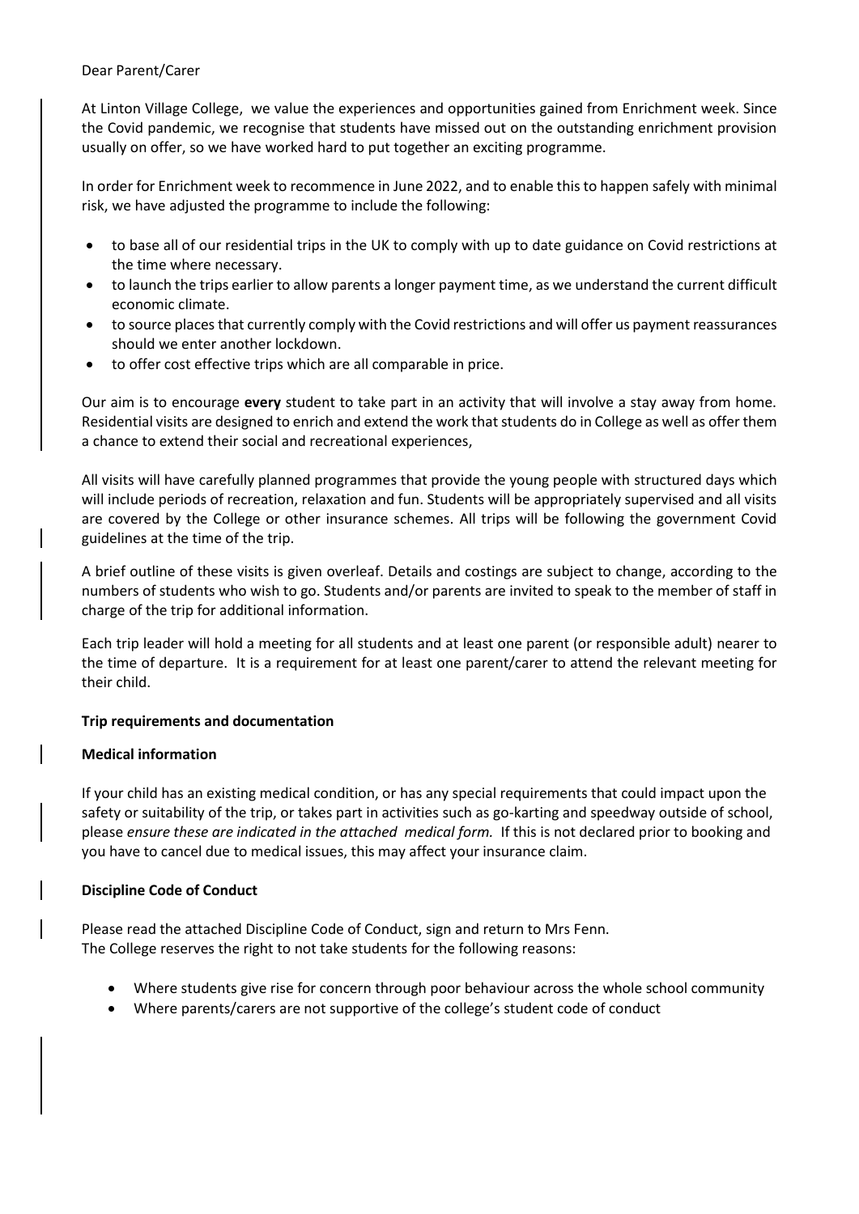Dear Parent/Carer

At Linton Village College, we value the experiences and opportunities gained from Enrichment week. Since the Covid pandemic, we recognise that students have missed out on the outstanding enrichment provision usually on offer, so we have worked hard to put together an exciting programme.

In order for Enrichment week to recommence in June 2022, and to enable this to happen safely with minimal risk, we have adjusted the programme to include the following:

- to base all of our residential trips in the UK to comply with up to date guidance on Covid restrictions at the time where necessary.
- to launch the trips earlier to allow parents a longer payment time, as we understand the current difficult economic climate.
- to source places that currently comply with the Covid restrictions and will offer us payment reassurances should we enter another lockdown.
- to offer cost effective trips which are all comparable in price.

Our aim is to encourage **every** student to take part in an activity that will involve a stay away from home. Residential visits are designed to enrich and extend the work that students do in College as well as offer them a chance to extend their social and recreational experiences,

All visits will have carefully planned programmes that provide the young people with structured days which will include periods of recreation, relaxation and fun. Students will be appropriately supervised and all visits are covered by the College or other insurance schemes. All trips will be following the government Covid guidelines at the time of the trip.

A brief outline of these visits is given overleaf. Details and costings are subject to change, according to the numbers of students who wish to go. Students and/or parents are invited to speak to the member of staff in charge of the trip for additional information.

Each trip leader will hold a meeting for all students and at least one parent (or responsible adult) nearer to the time of departure. It is a requirement for at least one parent/carer to attend the relevant meeting for their child.

**Trip requirements and documentation**

**Medical information**

If your child has an existing medical condition, or has any special requirements that could impact upon the safety or suitability of the trip, or takes part in activities such as go-karting and speedway outside of school, please *ensure these are indicated in the attached medical form.* If this is not declared prior to booking and you have to cancel due to medical issues, this may affect your insurance claim.

**Discipline Code of Conduct**

Please read the attached Discipline Code of Conduct, sign and return to Mrs Fenn.
The College reserves the right to not take students for the following reasons:

- Where students give rise for concern through poor behaviour across the whole school community
- Where parents/carers are not supportive of the college's student code of conduct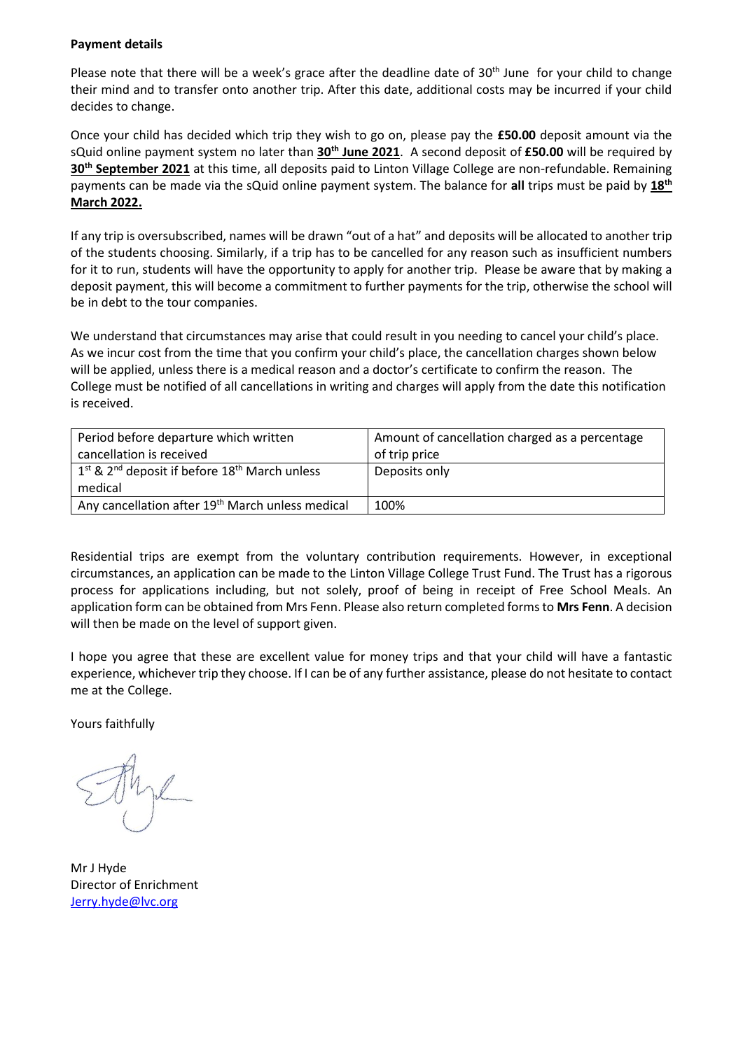**Payment details**

Please note that there will be a week's grace after the deadline date of 30th June for your child to change their mind and to transfer onto another trip. After this date, additional costs may be incurred if your child decides to change.

Once your child has decided which trip they wish to go on, please pay the **£50.00** deposit amount via the sQuid online payment system no later than **30th June 2021**. A second deposit of **£50.00** will be required by **30th September 2021** at this time, all deposits paid to Linton Village College are non-refundable. Remaining payments can be made via the sQuid online payment system. The balance for **all** trips must be paid by **18th March 2022.**

If any trip is oversubscribed, names will be drawn "out of a hat" and deposits will be allocated to another trip of the students choosing. Similarly, if a trip has to be cancelled for any reason such as insufficient numbers for it to run, students will have the opportunity to apply for another trip. Please be aware that by making a deposit payment, this will become a commitment to further payments for the trip, otherwise the school will be in debt to the tour companies.

We understand that circumstances may arise that could result in you needing to cancel your child's place. As we incur cost from the time that you confirm your child's place, the cancellation charges shown below will be applied, unless there is a medical reason and a doctor's certificate to confirm the reason. The College must be notified of all cancellations in writing and charges will apply from the date this notification is received.

| Period before departure which written cancellation is received | Amount of cancellation charged as a percentage of trip price |
|---|---|
| 1st & 2nd deposit if before 18th March unless medical | Deposits only |
| Any cancellation after 19th March unless medical | 100% |

Residential trips are exempt from the voluntary contribution requirements. However, in exceptional circumstances, an application can be made to the Linton Village College Trust Fund. The Trust has a rigorous process for applications including, but not solely, proof of being in receipt of Free School Meals. An application form can be obtained from Mrs Fenn. Please also return completed forms to **Mrs Fenn**. A decision will then be made on the level of support given.

I hope you agree that these are excellent value for money trips and that your child will have a fantastic experience, whichever trip they choose. If I can be of any further assistance, please do not hesitate to contact me at the College.

Yours faithfully

Mr J Hyde
Director of Enrichment
Jerry.hyde@lvc.org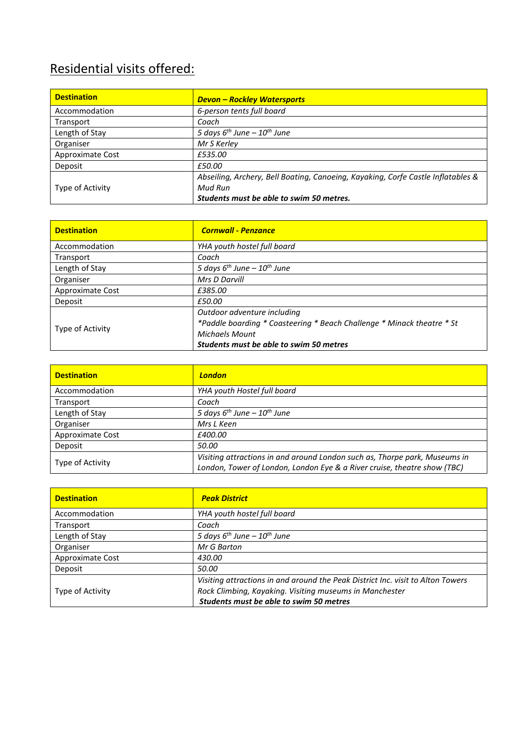## Residential visits offered:

| **Destination** | ***Devon – Rockley Watersports*** |
|---|---|
| Accommodation | *6-person tents full board* |
| Transport | *Coach* |
| Length of Stay | *5 days 6th June – 10th June* |
| Organiser | *Mr S Kerley* |
| Approximate Cost | *£535.00* |
| Deposit | *£50.00* |
| Type of Activity | *Abseiling, Archery, Bell Boating, Canoeing, Kayaking, Corfe Castle Inflatables & Mud Run* ***Students must be able to swim 50 metres.*** |

| **Destination** | ***Cornwall - Penzance*** |
|---|---|
| Accommodation | *YHA youth hostel full board* |
| Transport | *Coach* |
| Length of Stay | *5 days 6th June – 10th June* |
| Organiser | *Mrs D Darvill* |
| Approximate Cost | *£385.00* |
| Deposit | *£50.00* |
| Type of Activity | *Outdoor adventure including* *\*Paddle boarding \* Coasteering \* Beach Challenge \* Minack theatre \* St Michaels Mount* ***Students must be able to swim 50 metres*** |

| **Destination** | ***London*** |
|---|---|
| Accommodation | *YHA youth Hostel full board* |
| Transport | *Coach* |
| Length of Stay | *5 days 6th June – 10th June* |
| Organiser | *Mrs L Keen* |
| Approximate Cost | *£400.00* |
| Deposit | *50.00* |
| Type of Activity | *Visiting attractions in and around London such as, Thorpe park, Museums in London, Tower of London, London Eye & a River cruise, theatre show (TBC)* |

| **Destination** | ***Peak District*** |
|---|---|
| Accommodation | *YHA youth hostel full board* |
| Transport | *Coach* |
| Length of Stay | *5 days 6th June – 10th June* |
| Organiser | *Mr G Barton* |
| Approximate Cost | *430.00* |
| Deposit | *50.00* |
| Type of Activity | *Visiting attractions in and around the Peak District Inc. visit to Alton Towers Rock Climbing, Kayaking. Visiting museums in Manchester* ***Students must be able to swim 50 metres*** |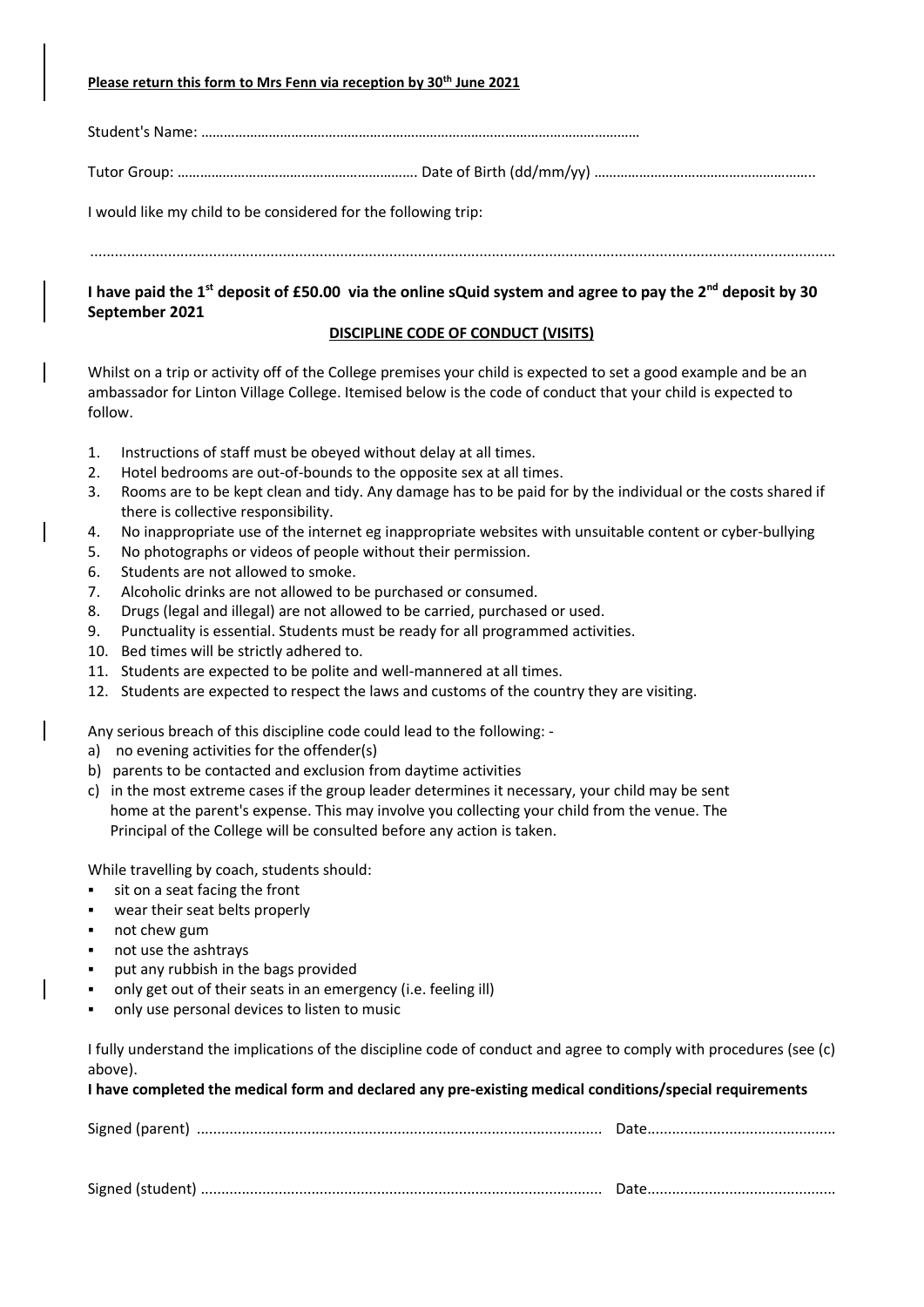**Please return this form to Mrs Fenn via reception by 30th June 2021**

Student's Name: ……………………………………………………………………………………………………

Tutor Group: ……………………………………………………… Date of Birth (dd/mm/yy) …………………………………………………..

I would like my child to be considered for the following trip:

………………………………………………………………………………………………………………………………………………………………

**I have paid the 1st deposit of £50.00 via the online sQuid system and agree to pay the 2nd deposit by 30 September 2021**

**DISCIPLINE CODE OF CONDUCT (VISITS)**

Whilst on a trip or activity off of the College premises your child is expected to set a good example and be an ambassador for Linton Village College. Itemised below is the code of conduct that your child is expected to follow.

1. Instructions of staff must be obeyed without delay at all times.
2. Hotel bedrooms are out-of-bounds to the opposite sex at all times.
3. Rooms are to be kept clean and tidy. Any damage has to be paid for by the individual or the costs shared if there is collective responsibility.
4. No inappropriate use of the internet eg inappropriate websites with unsuitable content or cyber-bullying
5. No photographs or videos of people without their permission.
6. Students are not allowed to smoke.
7. Alcoholic drinks are not allowed to be purchased or consumed.
8. Drugs (legal and illegal) are not allowed to be carried, purchased or used.
9. Punctuality is essential. Students must be ready for all programmed activities.
10. Bed times will be strictly adhered to.
11. Students are expected to be polite and well-mannered at all times.
12. Students are expected to respect the laws and customs of the country they are visiting.

Any serious breach of this discipline code could lead to the following: -

a) no evening activities for the offender(s)
b) parents to be contacted and exclusion from daytime activities
c) in the most extreme cases if the group leader determines it necessary, your child may be sent home at the parent's expense. This may involve you collecting your child from the venue. The Principal of the College will be consulted before any action is taken.

While travelling by coach, students should:

- sit on a seat facing the front
- wear their seat belts properly
- not chew gum
- not use the ashtrays
- put any rubbish in the bags provided
- only get out of their seats in an emergency (i.e. feeling ill)
- only use personal devices to listen to music

I fully understand the implications of the discipline code of conduct and agree to comply with procedures (see (c) above).

**I have completed the medical form and declared any pre-existing medical conditions/special requirements**

Signed (parent) ……………………………………………………………………………………… Date…………………………………………

Signed (student) ……………………………………………………………………………………… Date…………………………………………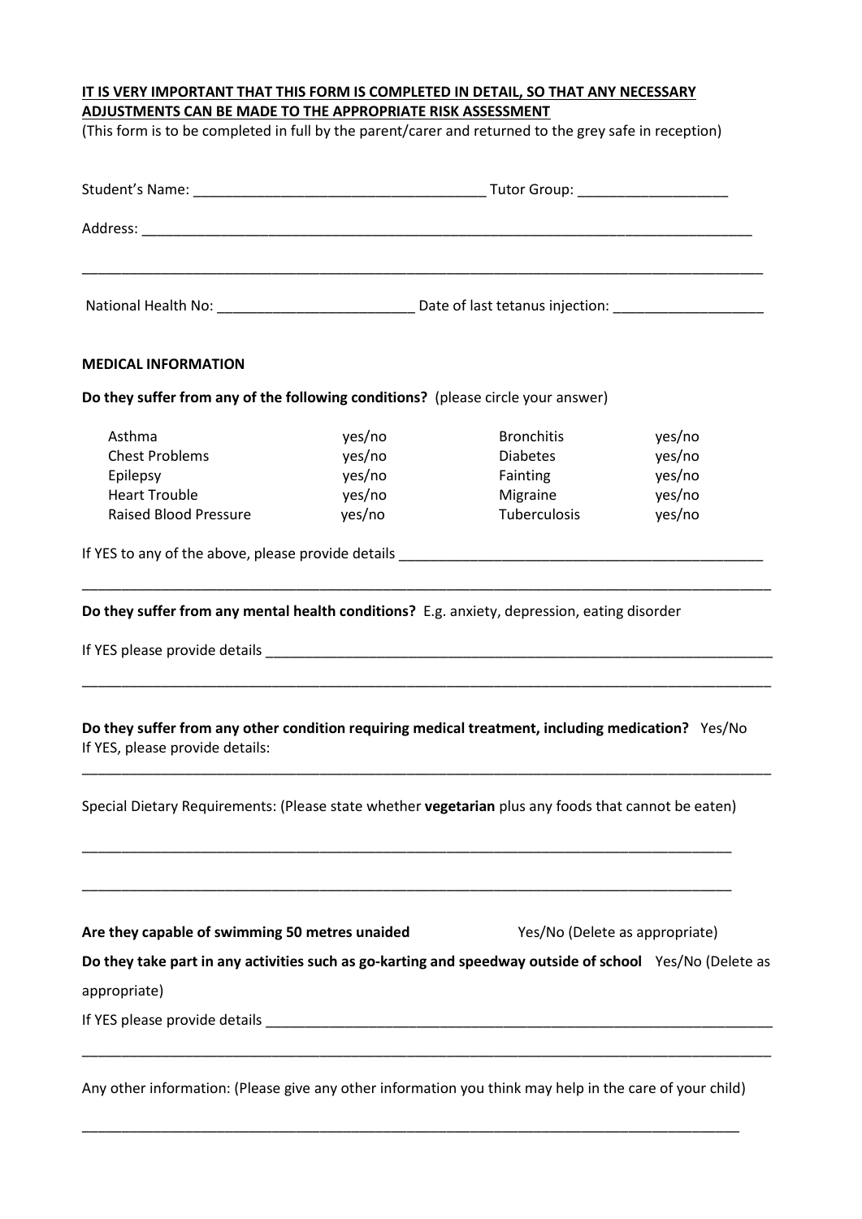**IT IS VERY IMPORTANT THAT THIS FORM IS COMPLETED IN DETAIL, SO THAT ANY NECESSARY ADJUSTMENTS CAN BE MADE TO THE APPROPRIATE RISK ASSESSMENT**

(This form is to be completed in full by the parent/carer and returned to the grey safe in reception)

Student's Name: _____________________________________ Tutor Group: ___________________

Address: ______________________________________________________________________________

_______________________________________________________________________________________

National Health No: _________________________ Date of last tetanus injection: ___________________

**MEDICAL INFORMATION**

**Do they suffer from any of the following conditions?** (please circle your answer)

| | | | |
|---|---|---|---|
| Asthma | yes/no | Bronchitis | yes/no |
| Chest Problems | yes/no | Diabetes | yes/no |
| Epilepsy | yes/no | Fainting | yes/no |
| Heart Trouble | yes/no | Migraine | yes/no |
| Raised Blood Pressure | yes/no | Tuberculosis | yes/no |

If YES to any of the above, please provide details _______________________________________________

_______________________________________________________________________________________

**Do they suffer from any mental health conditions?** E.g. anxiety, depression, eating disorder

If YES please provide details ____________________________________________________________________

_______________________________________________________________________________________

**Do they suffer from any other condition requiring medical treatment, including medication?** Yes/No
If YES, please provide details:

_______________________________________________________________________________________

Special Dietary Requirements: (Please state whether **vegetarian** plus any foods that cannot be eaten)

_______________________________________________________________________________________

_______________________________________________________________________________________

**Are they capable of swimming 50 metres unaided** Yes/No (Delete as appropriate)

**Do they take part in any activities such as go-karting and speedway outside of school** Yes/No (Delete as appropriate)

If YES please provide details ____________________________________________________________________

_______________________________________________________________________________________

Any other information: (Please give any other information you think may help in the care of your child)

_______________________________________________________________________________________